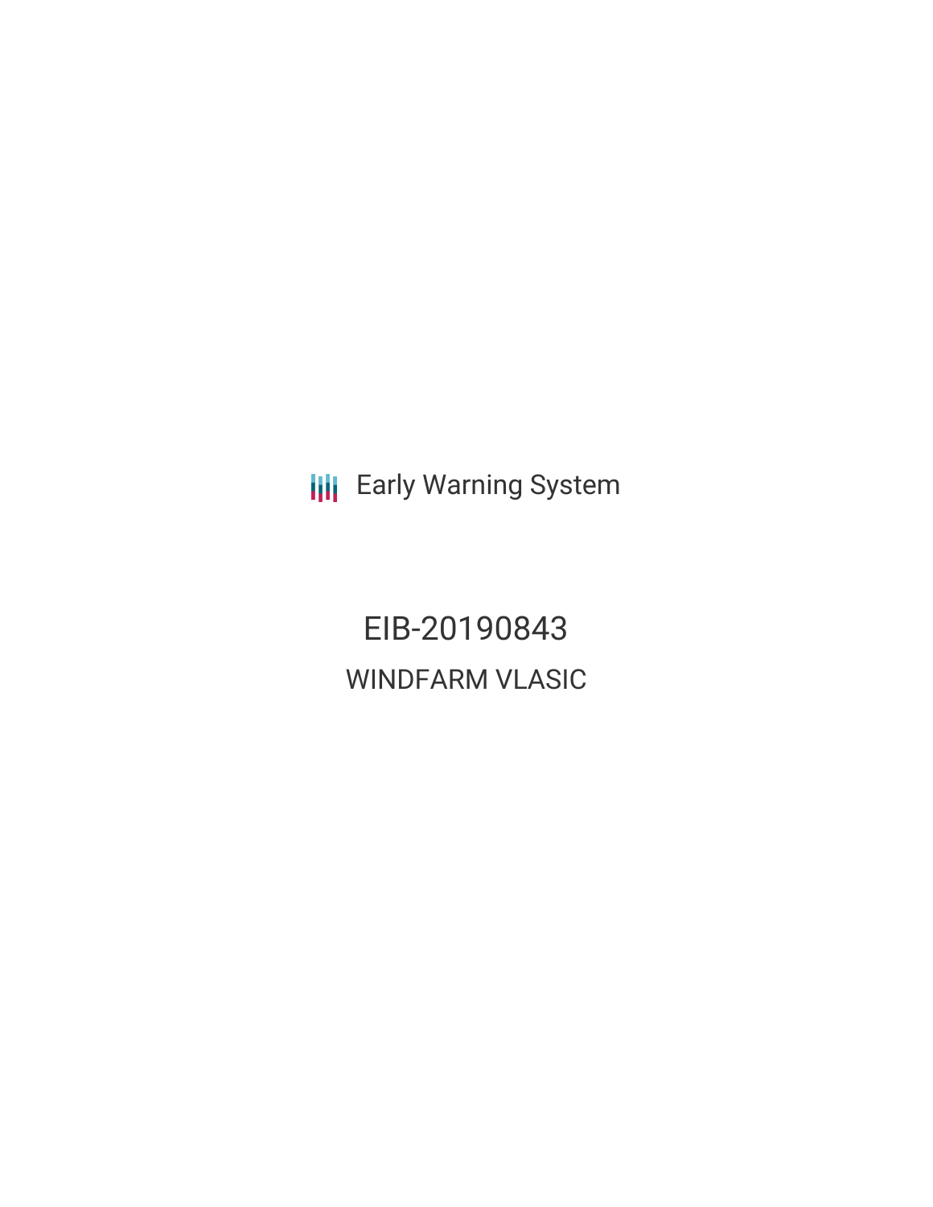Early Warning System

# EIB-20190843

## WINDFARM VLASIC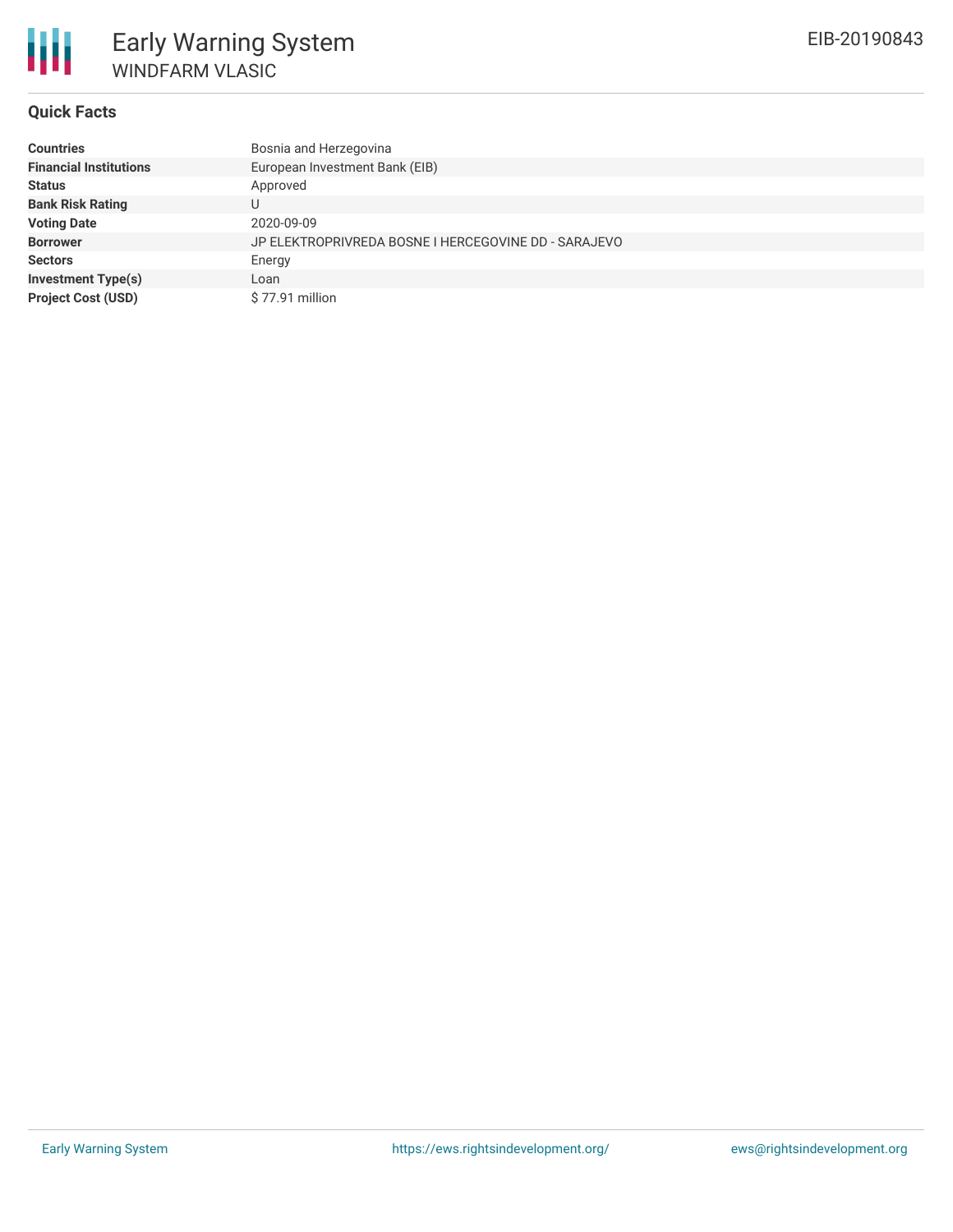# Early Warning System

## WINDFARM VLASIC

EIB-20190843

### Quick Facts

| | |
|---|---|
| **Countries** | Bosnia and Herzegovina |
| **Financial Institutions** | European Investment Bank (EIB) |
| **Status** | Approved |
| **Bank Risk Rating** | U |
| **Voting Date** | 2020-09-09 |
| **Borrower** | JP ELEKTROPRIVREDA BOSNE I HERCEGOVINE DD - SARAJEVO |
| **Sectors** | Energy |
| **Investment Type(s)** | Loan |
| **Project Cost (USD)** | $ 77.91 million |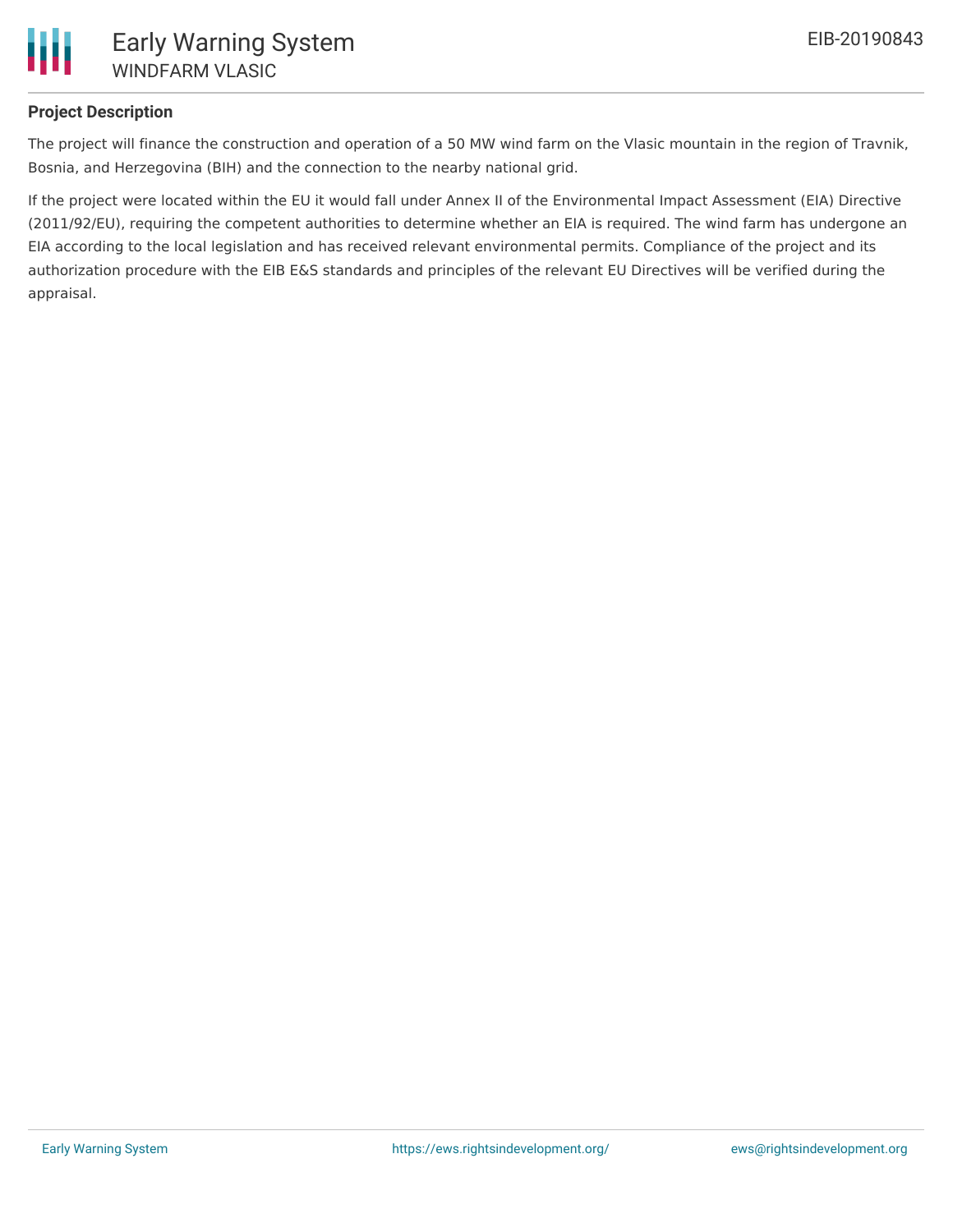## Project Description

The project will finance the construction and operation of a 50 MW wind farm on the Vlasic mountain in the region of Travnik, Bosnia, and Herzegovina (BIH) and the connection to the nearby national grid.

If the project were located within the EU it would fall under Annex II of the Environmental Impact Assessment (EIA) Directive (2011/92/EU), requiring the competent authorities to determine whether an EIA is required. The wind farm has undergone an EIA according to the local legislation and has received relevant environmental permits. Compliance of the project and its authorization procedure with the EIB E&S standards and principles of the relevant EU Directives will be verified during the appraisal.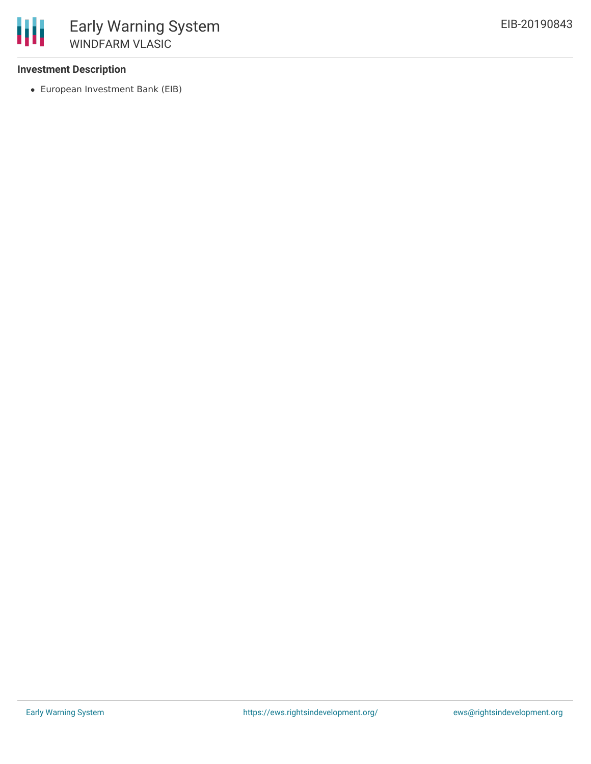### Investment Description

- European Investment Bank (EIB)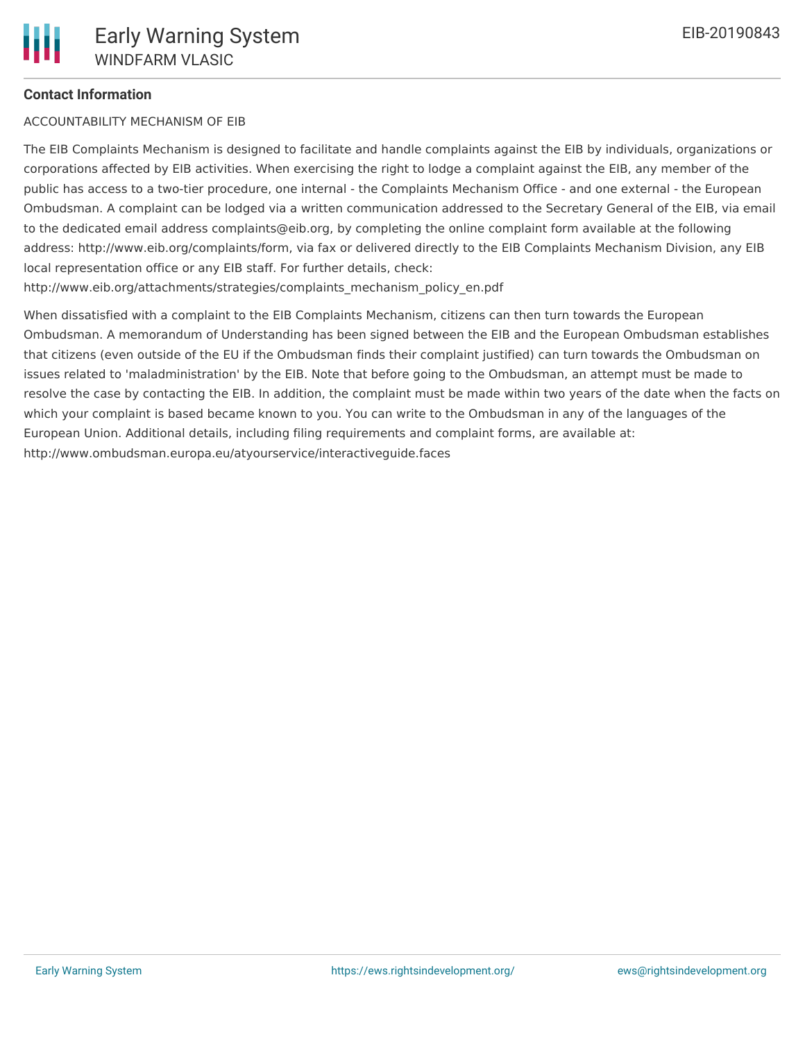**Contact Information**

ACCOUNTABILITY MECHANISM OF EIB

The EIB Complaints Mechanism is designed to facilitate and handle complaints against the EIB by individuals, organizations or corporations affected by EIB activities. When exercising the right to lodge a complaint against the EIB, any member of the public has access to a two-tier procedure, one internal - the Complaints Mechanism Office - and one external - the European Ombudsman. A complaint can be lodged via a written communication addressed to the Secretary General of the EIB, via email to the dedicated email address complaints@eib.org, by completing the online complaint form available at the following address: http://www.eib.org/complaints/form, via fax or delivered directly to the EIB Complaints Mechanism Division, any EIB local representation office or any EIB staff. For further details, check: http://www.eib.org/attachments/strategies/complaints_mechanism_policy_en.pdf

When dissatisfied with a complaint to the EIB Complaints Mechanism, citizens can then turn towards the European Ombudsman. A memorandum of Understanding has been signed between the EIB and the European Ombudsman establishes that citizens (even outside of the EU if the Ombudsman finds their complaint justified) can turn towards the Ombudsman on issues related to 'maladministration' by the EIB. Note that before going to the Ombudsman, an attempt must be made to resolve the case by contacting the EIB. In addition, the complaint must be made within two years of the date when the facts on which your complaint is based became known to you. You can write to the Ombudsman in any of the languages of the European Union. Additional details, including filing requirements and complaint forms, are available at: http://www.ombudsman.europa.eu/atyourservice/interactiveguide.faces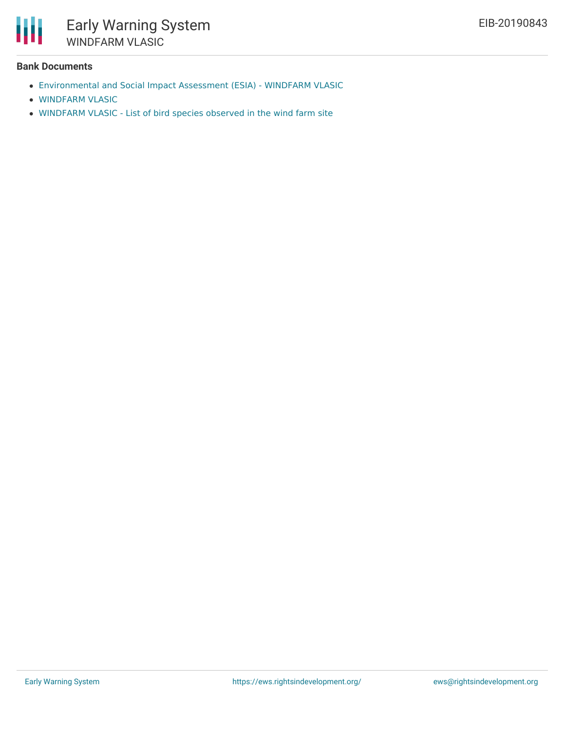**Bank Documents**

- Environmental and Social Impact Assessment (ESIA) - WINDFARM VLASIC
- WINDFARM VLASIC
- WINDFARM VLASIC - List of bird species observed in the wind farm site